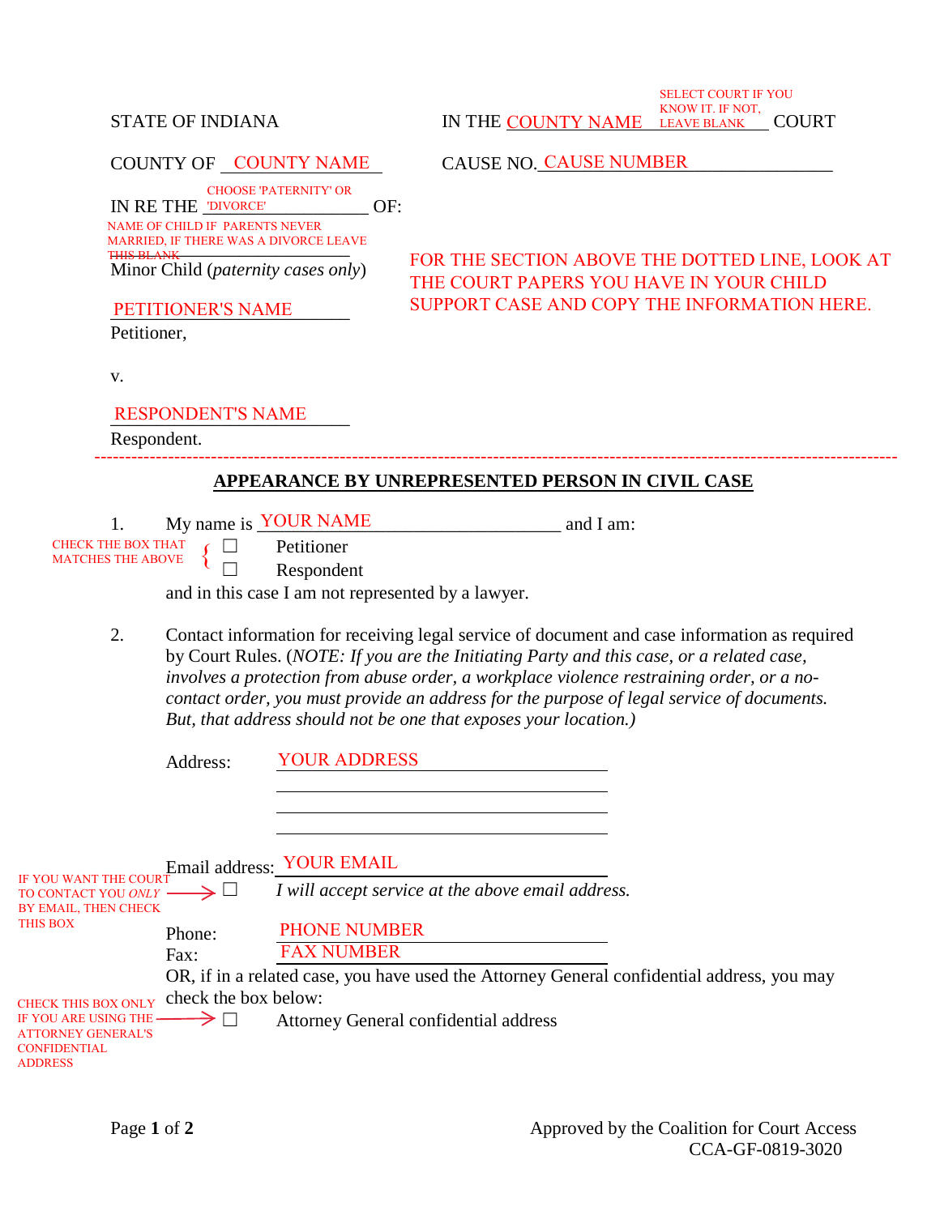STATE OF INDIANA

IN THE COUNTY NAME SELECT COURT IF YOU KNOW IT. IF NOT, LEAVE BLANK COURT

COUNTY OF COUNTY NAME

CAUSE NO. CAUSE NUMBER

IN RE THE CHOOSE 'PATERNITY' OR 'DIVORCE' OF:

NAME OF CHILD IF PARENTS NEVER MARRIED, IF THERE WAS A DIVORCE LEAVE THIS BLANK

Minor Child (*paternity cases only*)

FOR THE SECTION ABOVE THE DOTTED LINE, LOOK AT THE COURT PAPERS YOU HAVE IN YOUR CHILD SUPPORT CASE AND COPY THE INFORMATION HERE.

PETITIONER'S NAME

Petitioner,

v.

RESPONDENT'S NAME

Respondent.

---

## APPEARANCE BY UNREPRESENTED PERSON IN CIVIL CASE

1. My name is YOUR NAME and I am:

   CHECK THE BOX THAT MATCHES THE ABOVE

   ☐ Petitioner

   ☐ Respondent

   and in this case I am not represented by a lawyer.

2. Contact information for receiving legal service of document and case information as required by Court Rules. (*NOTE: If you are the Initiating Party and this case, or a related case, involves a protection from abuse order, a workplace violence restraining order, or a no-contact order, you must provide an address for the purpose of legal service of documents. But, that address should not be one that exposes your location.)*

   Address: YOUR ADDRESS

   Email address: YOUR EMAIL

   IF YOU WANT THE COURT TO CONTACT YOU *ONLY* BY EMAIL, THEN CHECK THIS BOX → ☐ *I will accept service at the above email address.*

   Phone: PHONE NUMBER

   Fax: FAX NUMBER

   OR, if in a related case, you have used the Attorney General confidential address, you may check the box below:

   CHECK THIS BOX ONLY IF YOU ARE USING THE ATTORNEY GENERAL'S CONFIDENTIAL ADDRESS → ☐ Attorney General confidential address

Approved by the Coalition for Court Access
CCA-GF-0819-3020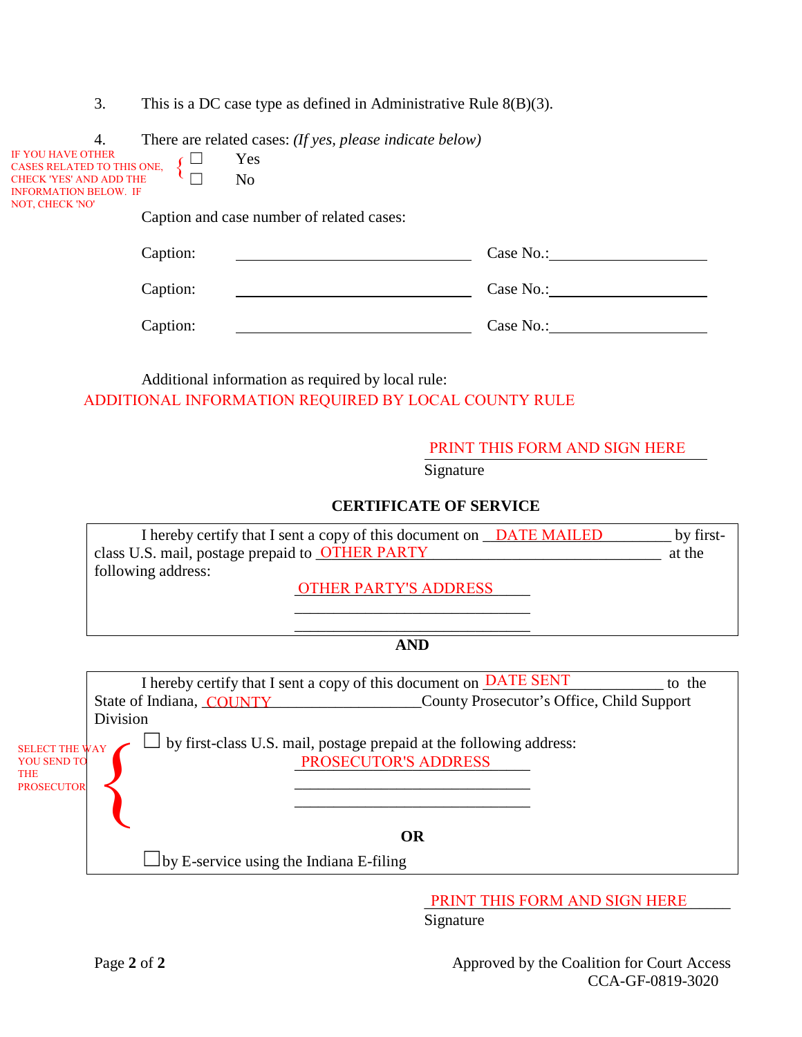3. This is a DC case type as defined in Administrative Rule 8(B)(3).

4. There are related cases: *(If yes, please indicate below)*

IF YOU HAVE OTHER CASES RELATED TO THIS ONE, CHECK 'YES' AND ADD THE INFORMATION BELOW. IF NOT, CHECK 'NO'

☐ Yes

☐ No

Caption and case number of related cases:

Caption: ______________________________ Case No.: ____________________

Caption: ______________________________ Case No.: ____________________

Caption: ______________________________ Case No.: ____________________

Additional information as required by local rule:

ADDITIONAL INFORMATION REQUIRED BY LOCAL COUNTY RULE

PRINT THIS FORM AND SIGN HERE
Signature

**CERTIFICATE OF SERVICE**

I hereby certify that I sent a copy of this document on DATE MAILED by first-class U.S. mail, postage prepaid to OTHER PARTY at the following address:

OTHER PARTY'S ADDRESS
______________________________
______________________________

**AND**

I hereby certify that I sent a copy of this document on DATE SENT to the State of Indiana, COUNTY County Prosecutor's Office, Child Support Division

SELECT THE WAY YOU SEND TO THE PROSECUTOR

☐ by first-class U.S. mail, postage prepaid at the following address:

PROSECUTOR'S ADDRESS
______________________________
______________________________

**OR**

☐ by E-service using the Indiana E-filing

PRINT THIS FORM AND SIGN HERE
Signature

Approved by the Coalition for Court Access
CCA-GF-0819-3020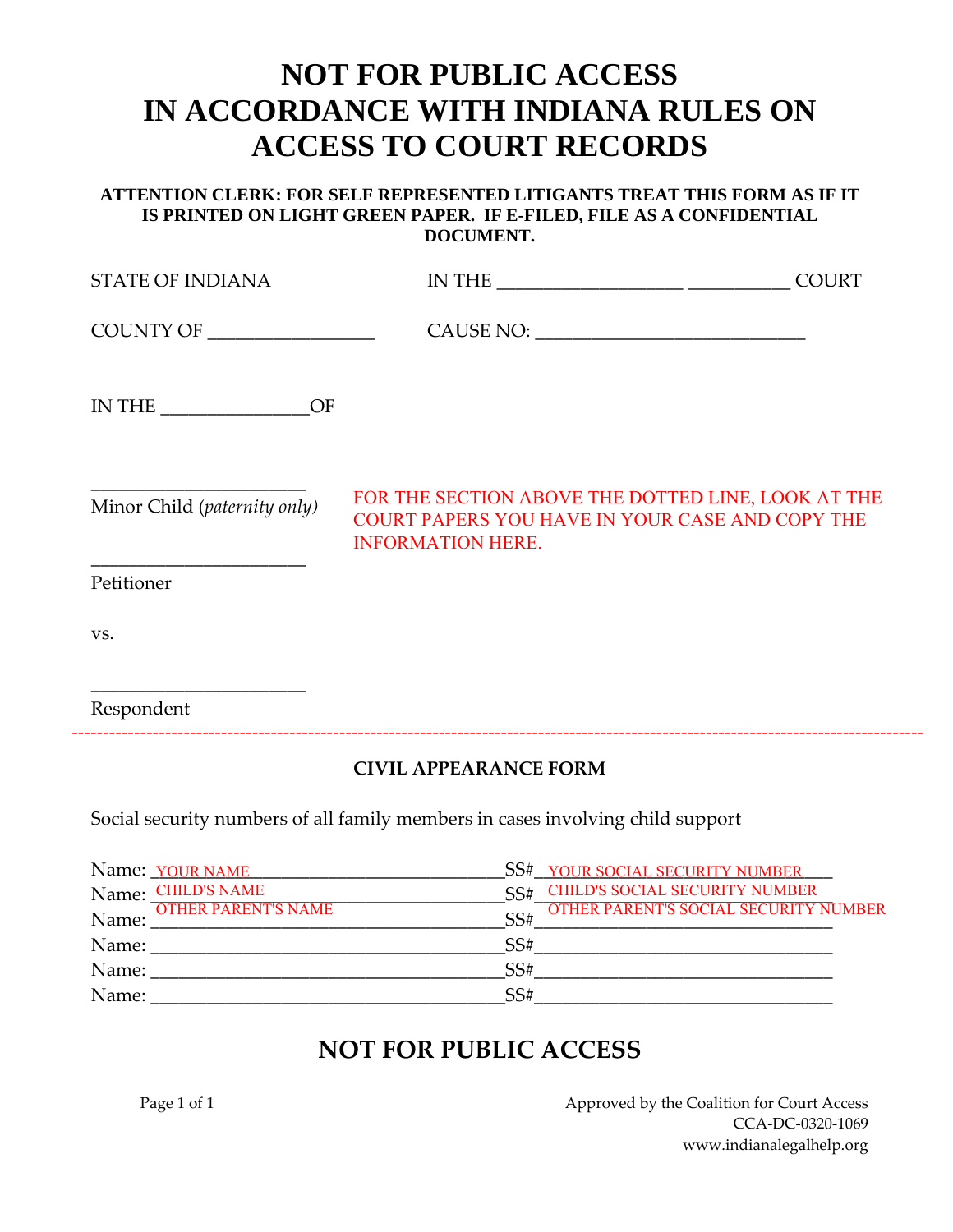# NOT FOR PUBLIC ACCESS
# IN ACCORDANCE WITH INDIANA RULES ON ACCESS TO COURT RECORDS

**ATTENTION CLERK: FOR SELF REPRESENTED LITIGANTS TREAT THIS FORM AS IF IT IS PRINTED ON LIGHT GREEN PAPER. IF E-FILED, FILE AS A CONFIDENTIAL DOCUMENT.**

STATE OF INDIANA　　　　IN THE ___________________ __________ COURT

COUNTY OF ________________　　　　CAUSE NO: ____________________________

IN THE ______________OF

_____________________
Minor Child (*paternity only*)

FOR THE SECTION ABOVE THE DOTTED LINE, LOOK AT THE COURT PAPERS YOU HAVE IN YOUR CASE AND COPY THE INFORMATION HERE.

_____________________
Petitioner

vs.

_____________________
Respondent

---

**CIVIL APPEARANCE FORM**

Social security numbers of all family members in cases involving child support

Name: YOUR NAME______________________________SS# YOUR SOCIAL SECURITY NUMBER____
Name: CHILD'S NAME____________________________SS# CHILD'S SOCIAL SECURITY NUMBER____
Name: OTHER PARENT'S NAME______________________SS# OTHER PARENT'S SOCIAL SECURITY NUMBER
Name: ____________________________________SS#______________________________
Name: ____________________________________SS#______________________________
Name: ____________________________________SS#______________________________

## NOT FOR PUBLIC ACCESS

Approved by the Coalition for Court Access
CCA-DC-0320-1069
www.indianalegalhelp.org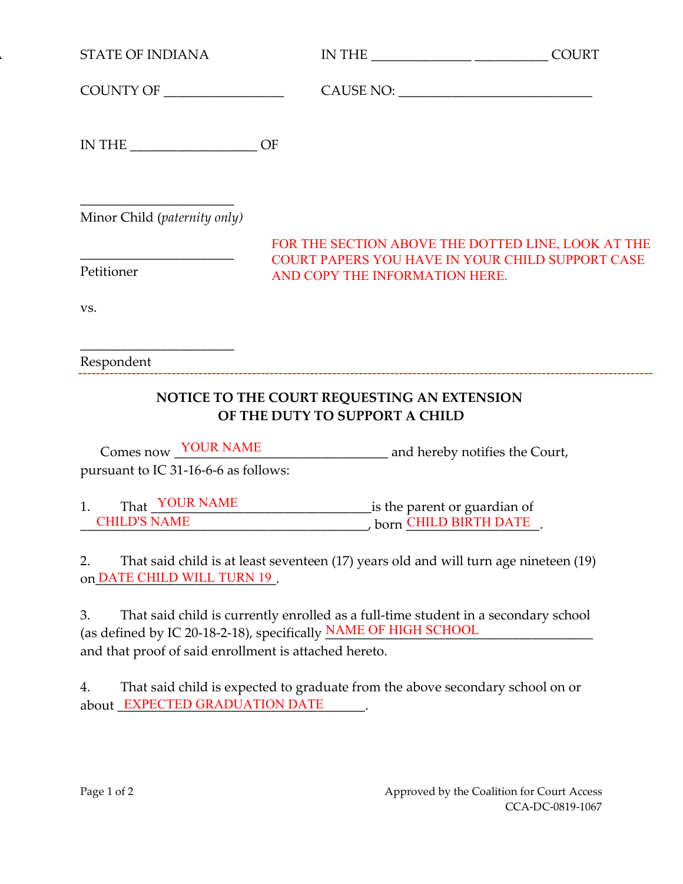STATE OF INDIANA IN THE _____________ __________ COURT

COUNTY OF ________________ CAUSE NO: ___________________________

IN THE _________________ OF

_____________________
Minor Child (*paternity only*)

_____________________
Petitioner

FOR THE SECTION ABOVE THE DOTTED LINE, LOOK AT THE COURT PAPERS YOU HAVE IN YOUR CHILD SUPPORT CASE AND COPY THE INFORMATION HERE.

vs.

_____________________
Respondent

---

**NOTICE TO THE COURT REQUESTING AN EXTENSION OF THE DUTY TO SUPPORT A CHILD**

Comes now YOUR NAME______________________ and hereby notifies the Court, pursuant to IC 31-16-6-6 as follows:

1. That YOUR NAME__________________________ is the parent or guardian of CHILD'S NAME_____________________________, born CHILD BIRTH DATE_.

2. That said child is at least seventeen (17) years old and will turn age nineteen (19) on DATE CHILD WILL TURN 19_.

3. That said child is currently enrolled as a full-time student in a secondary school (as defined by IC 20-18-2-18), specifically NAME OF HIGH SCHOOL_______________ and that proof of said enrollment is attached hereto.

4. That said child is expected to graduate from the above secondary school on or about EXPECTED GRADUATION DATE______.

Approved by the Coalition for Court Access
CCA-DC-0819-1067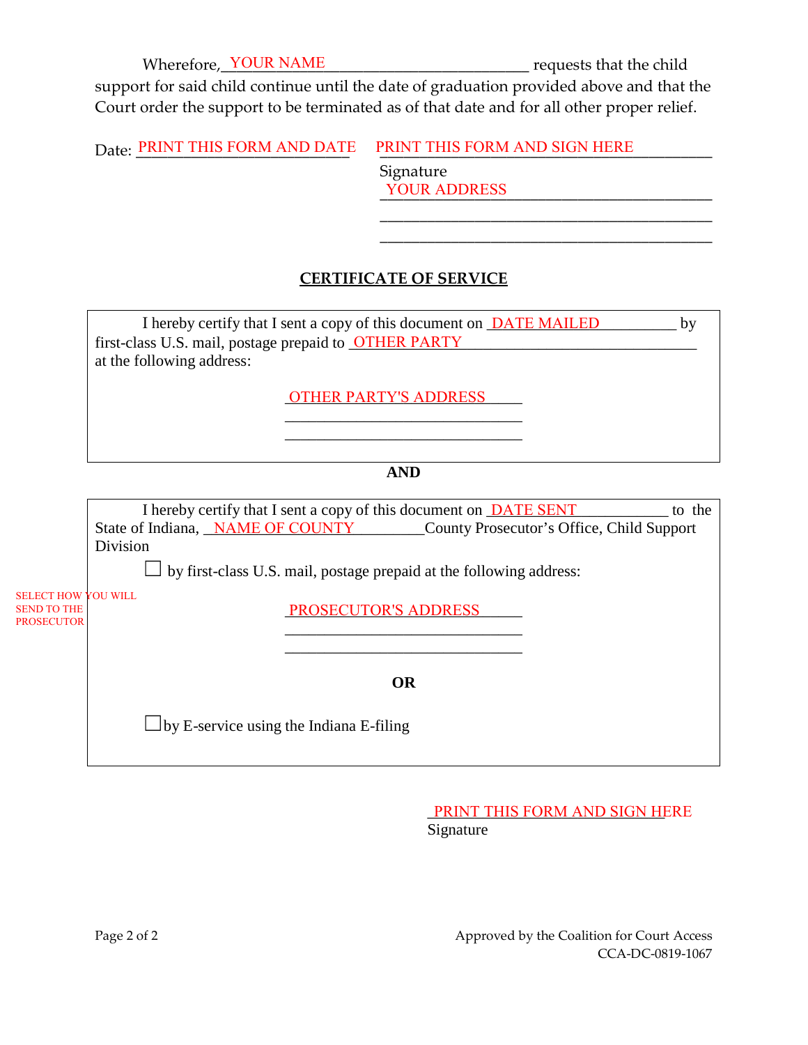Wherefore, YOUR NAME________________________ requests that the child support for said child continue until the date of graduation provided above and that the Court order the support to be terminated as of that date and for all other proper relief.

Date: PRINT THIS FORM AND DATE

PRINT THIS FORM AND SIGN HERE__________
Signature
YOUR ADDRESS__________________________
_____________________________________
_____________________________________

## CERTIFICATE OF SERVICE

I hereby certify that I sent a copy of this document on DATE MAILED__________ by first-class U.S. mail, postage prepaid to OTHER PARTY____________________________ at the following address:

OTHER PARTY'S ADDRESS_____
______________________________
______________________________

**AND**

I hereby certify that I sent a copy of this document on DATE SENT____________ to the State of Indiana, NAME OF COUNTY_________County Prosecutor's Office, Child Support Division

SELECT HOW YOU WILL SEND TO THE PROSECUTOR

☐ by first-class U.S. mail, postage prepaid at the following address:

PROSECUTOR'S ADDRESS______
______________________________
______________________________

**OR**

☐ by E-service using the Indiana E-filing

PRINT THIS FORM AND SIGN HERE
Signature

Approved by the Coalition for Court Access
CCA-DC-0819-1067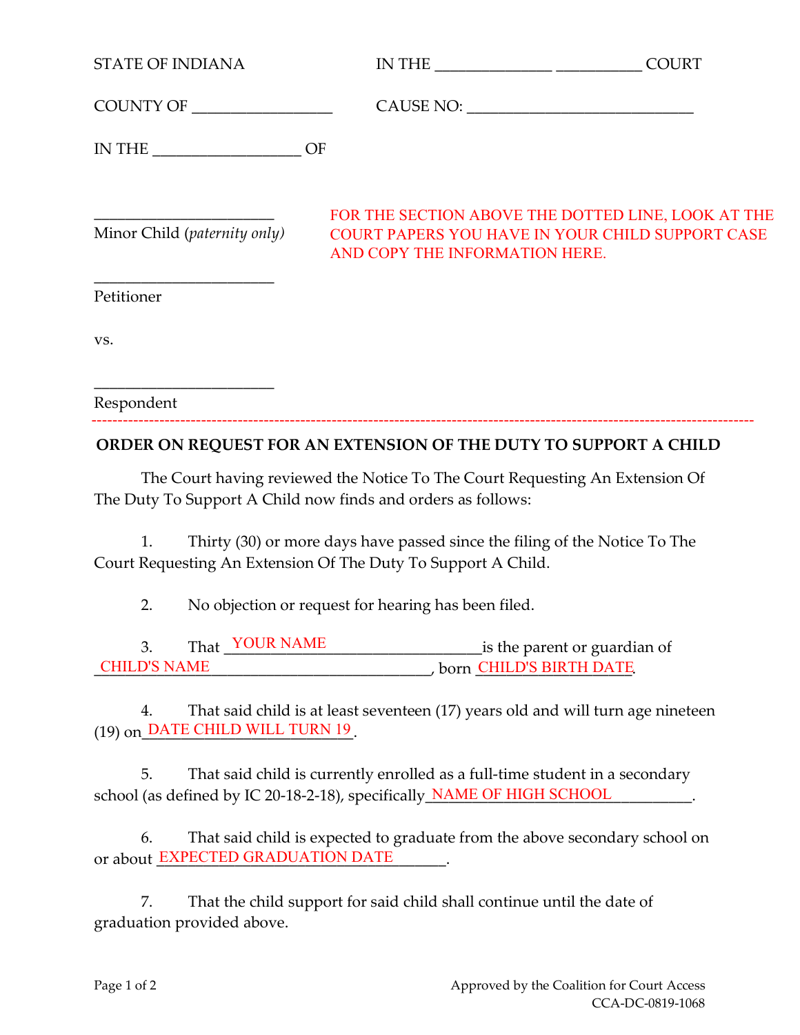STATE OF INDIANA　　　　　　　　IN THE ______________ __________ COURT

COUNTY OF _________________　　CAUSE NO: ____________________________

IN THE __________________ OF

_______________________
Minor Child (*paternity only*)

FOR THE SECTION ABOVE THE DOTTED LINE, LOOK AT THE COURT PAPERS YOU HAVE IN YOUR CHILD SUPPORT CASE AND COPY THE INFORMATION HERE.

_______________________
Petitioner

vs.

_______________________
Respondent

---

**ORDER ON REQUEST FOR AN EXTENSION OF THE DUTY TO SUPPORT A CHILD**

The Court having reviewed the Notice To The Court Requesting An Extension Of The Duty To Support A Child now finds and orders as follows:

1. Thirty (30) or more days have passed since the filing of the Notice To The Court Requesting An Extension Of The Duty To Support A Child.

2. No objection or request for hearing has been filed.

3. That YOUR NAME __________________ is the parent or guardian of CHILD'S NAME __________________________, born CHILD'S BIRTH DATE.

4. That said child is at least seventeen (17) years old and will turn age nineteen (19) on DATE CHILD WILL TURN 19.

5. That said child is currently enrolled as a full-time student in a secondary school (as defined by IC 20-18-2-18), specifically NAME OF HIGH SCHOOL __________.

6. That said child is expected to graduate from the above secondary school on or about EXPECTED GRADUATION DATE _______.

7. That the child support for said child shall continue until the date of graduation provided above.

Approved by the Coalition for Court Access
CCA-DC-0819-1068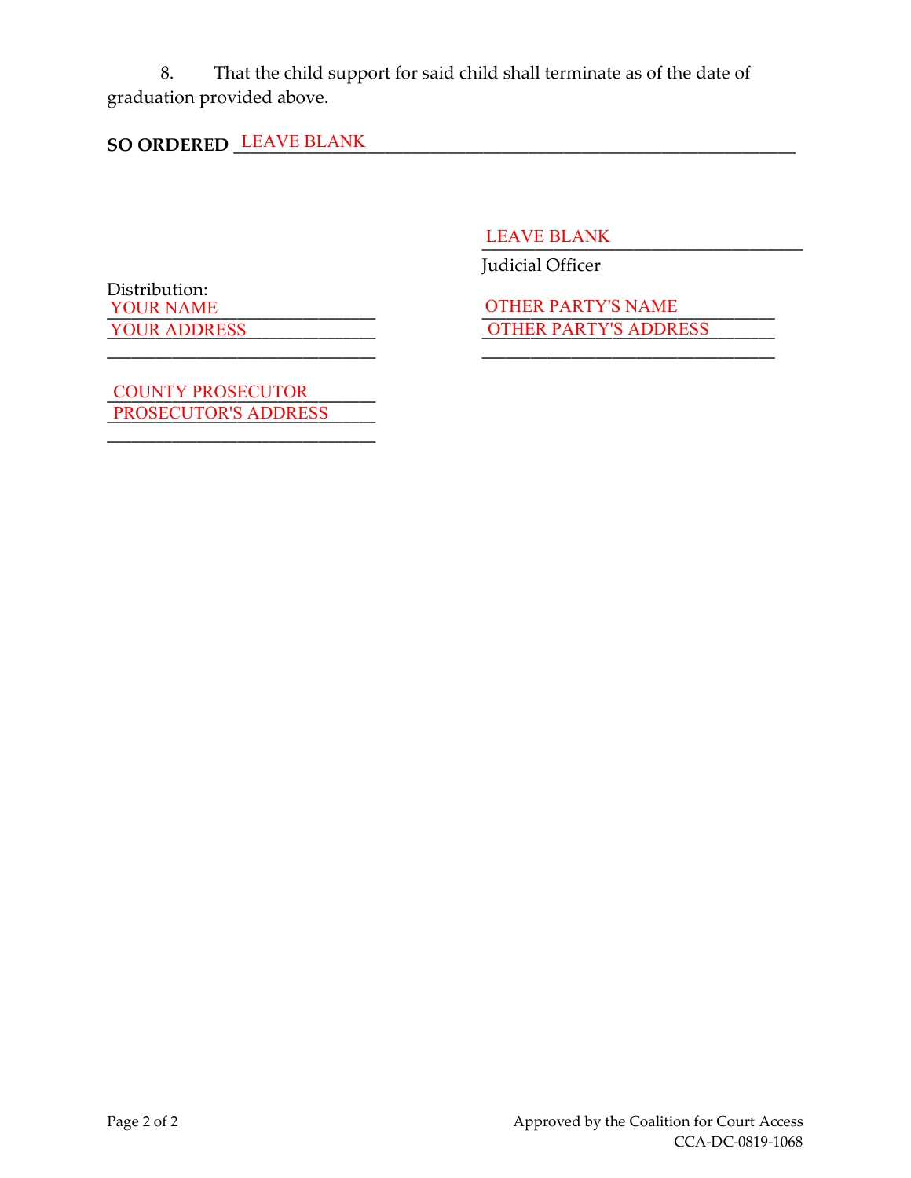8. That the child support for said child shall terminate as of the date of graduation provided above.

**SO ORDERED** LEAVE BLANK ______________________________________________

LEAVE BLANK ______________________
Judicial Officer

Distribution:

YOUR NAME ______________________
YOUR ADDRESS ______________________
______________________

OTHER PARTY'S NAME ______________________
OTHER PARTY'S ADDRESS ______________________
______________________

COUNTY PROSECUTOR ______________________
PROSECUTOR'S ADDRESS ______________________
______________________

Approved by the Coalition for Court Access
CCA-DC-0819-1068